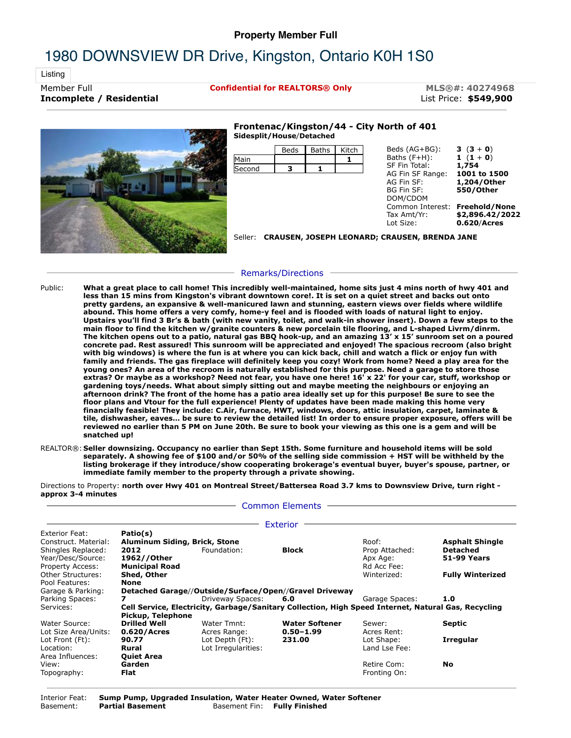**Property Member Full**

# 1980 DOWNSVIEW DR Drive, Kingston, Ontario K0H 1S0

Listing

Member Full
**Incomplete / Residential**

**Confidential for REALTORS® Only**

**MLS®#: 40274968**
List Price: **$549,900**

**Frontenac/Kingston/44 - City North of 401**
**Sidesplit/House/Detached**

| | Beds | Baths | Kitch |
|---|---|---|---|
| Main | | | **1** |
| Second | **3** | **1** | |

| | |
|---|---|
| Beds (AG+BG): | **3 (3 + 0)** |
| Baths (F+H): | **1 (1 + 0)** |
| SF Fin Total: | **1,754** |
| AG Fin SF Range: | **1001 to 1500** |
| AG Fin SF: | **1,204/Other** |
| BG Fin SF: | **550/Other** |
| DOM/CDOM | |
| Common Interest: | **Freehold/None** |
| Tax Amt/Yr: | **$2,896.42/2022** |
| Lot Size: | **0.620/Acres** |

Seller: **CRAUSEN, JOSEPH LEONARD; CRAUSEN, BRENDA JANE**

## Remarks/Directions

Public: **What a great place to call home! This incredibly well-maintained, home sits just 4 mins north of hwy 401 and less than 15 mins from Kingston's vibrant downtown core!. It is set on a quiet street and backs out onto pretty gardens, an expansive & well-manicured lawn and stunning, eastern views over fields where wildlife abound. This home offers a very comfy, home-y feel and is flooded with loads of natural light to enjoy. Upstairs you'll find 3 Br's & bath (with new vanity, toilet, and walk-in shower insert). Down a few steps to the main floor to find the kitchen w/granite counters & new porcelain tile flooring, and L-shaped Livrm/dinrm. The kitchen opens out to a patio, natural gas BBQ hook-up, and an amazing 13' x 15' sunroom set on a poured concrete pad. Rest assured! This sunroom will be appreciated and enjoyed! The spacious recroom (also bright with big windows) is where the fun is at where you can kick back, chill and watch a flick or enjoy fun with family and friends. The gas fireplace will definitely keep you cozy! Work from home? Need a play area for the young ones? An area of the recroom is naturally established for this purpose. Need a garage to store those extras? Or maybe as a workshop? Need not fear, you have one here! 16' x 22' for your car, stuff, workshop or gardening toys/needs. What about simply sitting out and maybe meeting the neighbours or enjoying an afternoon drink? The front of the home has a patio area ideally set up for this purpose! Be sure to see the floor plans and Vtour for the full experience! Plenty of updates have been made making this home very financially feasible! They include: C.Air, furnace, HWT, windows, doors, attic insulation, carpet, laminate & tile, dishwasher, eaves... be sure to review the detailed list! In order to ensure proper exposure, offers will be reviewed no earlier than 5 PM on June 20th. Be sure to book your viewing as this one is a gem and will be snatched up!**

REALTOR®: **Seller downsizing. Occupancy no earlier than Sept 15th. Some furniture and household items will be sold separately. A showing fee of $100 and/or 50% of the selling side commission + HST will be withheld by the listing brokerage if they introduce/show cooperating brokerage's eventual buyer, buyer's spouse, partner, or immediate family member to the property through a private showing.**

Directions to Property: **north over Hwy 401 on Montreal Street/Battersea Road 3.7 kms to Downsview Drive, turn right - approx 3-4 minutes**

## Common Elements

## Exterior

| | | | | | |
|---|---|---|---|---|---|
| Exterior Feat: | **Patio(s)** | | | | |
| Construct. Material: | **Aluminum Siding, Brick, Stone** | | | Roof: | **Asphalt Shingle** |
| Shingles Replaced: | **2012** | Foundation: | **Block** | Prop Attached: | **Detached** |
| Year/Desc/Source: | **1962//Other** | | | Apx Age: | **51-99 Years** |
| Property Access: | **Municipal Road** | | | Rd Acc Fee: | |
| Other Structures: | **Shed, Other** | | | Winterized: | **Fully Winterized** |
| Pool Features: | **None** | | | | |
| Garage & Parking: | **Detached Garage//Outside/Surface/Open//Gravel Driveway** | | | | |
| Parking Spaces: | **7** | Driveway Spaces: | **6.0** | Garage Spaces: | **1.0** |
| Services: | **Cell Service, Electricity, Garbage/Sanitary Collection, High Speed Internet, Natural Gas, Recycling Pickup, Telephone** | | | | |
| Water Source: | **Drilled Well** | Water Tmnt: | **Water Softener** | Sewer: | **Septic** |
| Lot Size Area/Units: | **0.620/Acres** | Acres Range: | **0.50-1.99** | Acres Rent: | |
| Lot Front (Ft): | **90.77** | Lot Depth (Ft): | **231.00** | Lot Shape: | **Irregular** |
| Location: | **Rural** | Lot Irregularities: | | Land Lse Fee: | |
| Area Influences: | **Quiet Area** | | | | |
| View: | **Garden** | | | Retire Com: | **No** |
| Topography: | **Flat** | | | Fronting On: | |

| | | | |
|---|---|---|---|
| Interior Feat: | **Sump Pump, Upgraded Insulation, Water Heater Owned, Water Softener** | | |
| Basement: | **Partial Basement** | Basement Fin: | **Fully Finished** |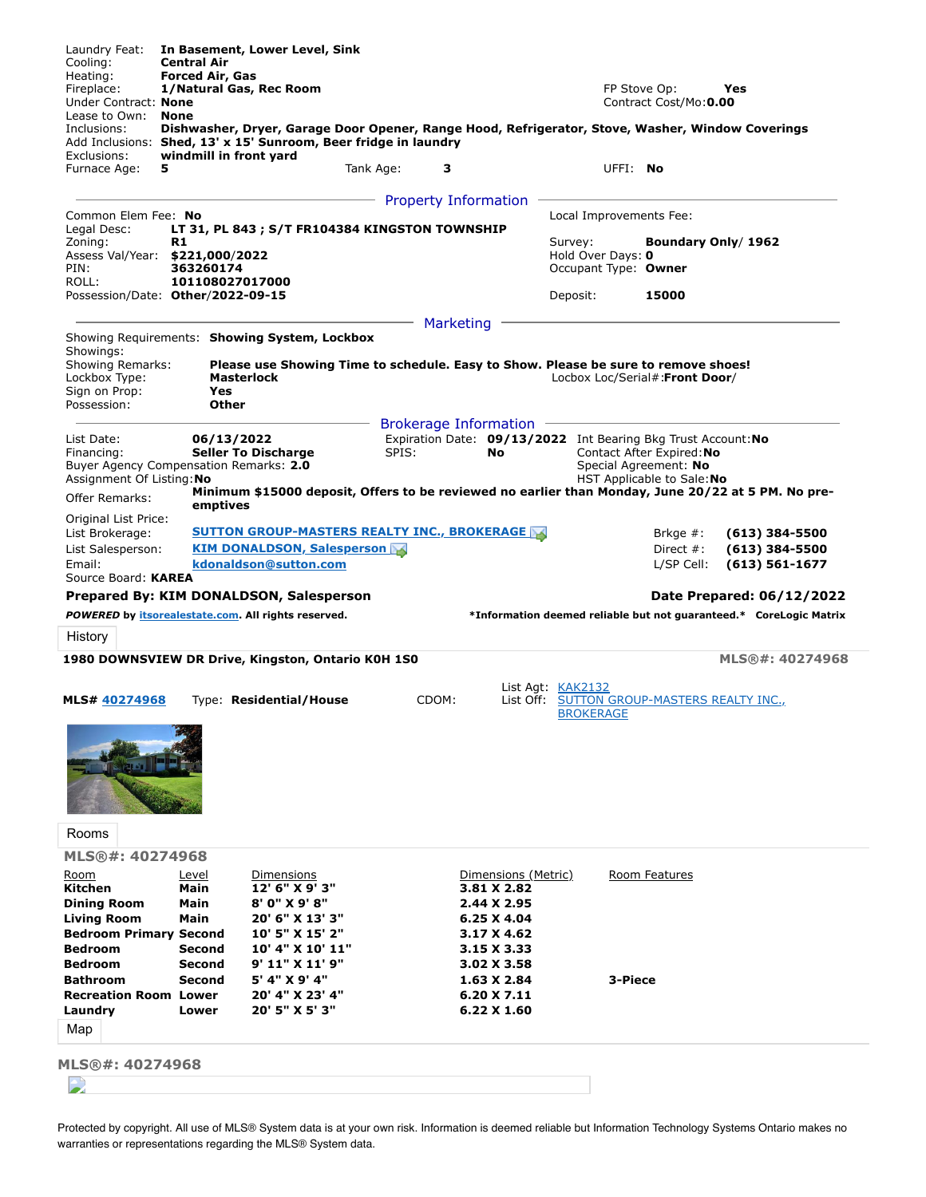Laundry Feat: **In Basement, Lower Level, Sink**
Cooling: **Central Air**
Heating: **Forced Air, Gas**
Fireplace: **1/Natural Gas, Rec Room**
FP Stove Op: **Yes**
Under Contract: **None**
Contract Cost/Mo: **0.00**
Lease to Own: **None**
Inclusions: **Dishwasher, Dryer, Garage Door Opener, Range Hood, Refrigerator, Stove, Washer, Window Coverings**
Add Inclusions: **Shed, 13' x 15' Sunroom, Beer fridge in laundry**
Exclusions: **windmill in front yard**
Furnace Age: **5**
Tank Age: **3**
UFFI: **No**

## Property Information

Common Elem Fee: **No**
Local Improvements Fee:
Legal Desc: **LT 31, PL 843 ; S/T FR104384 KINGSTON TOWNSHIP**
Zoning: **R1**
Survey: **Boundary Only/ 1962**
Assess Val/Year: **$221,000/2022**
Hold Over Days: **0**
PIN: **363260174**
Occupant Type: **Owner**
ROLL: **101108027017000**
Possession/Date: **Other/2022-09-15**
Deposit: **15000**

## Marketing

Showing Requirements: **Showing System, Lockbox**
Showings:
Showing Remarks: **Please use Showing Time to schedule. Easy to Show. Please be sure to remove shoes!**
Lockbox Type: **Masterlock**
Locbox Loc/Serial#: **Front Door/**
Sign on Prop: **Yes**
Possession: **Other**

## Brokerage Information

List Date: **06/13/2022**
Expiration Date: **09/13/2022**
Int Bearing Bkg Trust Account: **No**
Financing: **Seller To Discharge**
SPIS: **No**
Contact After Expired: **No**
Buyer Agency Compensation Remarks: **2.0**
Special Agreement: **No**
Assignment Of Listing: **No**
HST Applicable to Sale: **No**
Offer Remarks: **Minimum $15000 deposit, Offers to be reviewed no earlier than Monday, June 20/22 at 5 PM. No pre-emptives**
Original List Price:
List Brokerage: **SUTTON GROUP-MASTERS REALTY INC., BROKERAGE**
Brkge #: **(613) 384-5500**
List Salesperson: **KIM DONALDSON, Salesperson**
Direct #: **(613) 384-5500**
Email: **kdonaldson@sutton.com**
L/SP Cell: **(613) 561-1677**
Source Board: **KAREA**

**Prepared By: KIM DONALDSON, Salesperson**
**Date Prepared: 06/12/2022**

***POWERED* by itsorealestate.com. All rights reserved.**
***Information deemed reliable but not guaranteed.* CoreLogic Matrix**

History

**1980 DOWNSVIEW DR Drive, Kingston, Ontario K0H 1S0**
**MLS®#: 40274968**

**MLS# 40274968**
Type: **Residential/House**
CDOM:
List Agt: KAK2132
List Off: SUTTON GROUP-MASTERS REALTY INC., BROKERAGE

Rooms

**MLS®#: 40274968**

| Room | Level | Dimensions | Dimensions (Metric) | Room Features |
|---|---|---|---|---|
| **Kitchen** | **Main** | **12' 6" X 9' 3"** | **3.81 X 2.82** | |
| **Dining Room** | **Main** | **8' 0" X 9' 8"** | **2.44 X 2.95** | |
| **Living Room** | **Main** | **20' 6" X 13' 3"** | **6.25 X 4.04** | |
| **Bedroom Primary** | **Second** | **10' 5" X 15' 2"** | **3.17 X 4.62** | |
| **Bedroom** | **Second** | **10' 4" X 10' 11"** | **3.15 X 3.33** | |
| **Bedroom** | **Second** | **9' 11" X 11' 9"** | **3.02 X 3.58** | |
| **Bathroom** | **Second** | **5' 4" X 9' 4"** | **1.63 X 2.84** | **3-Piece** |
| **Recreation Room** | **Lower** | **20' 4" X 23' 4"** | **6.20 X 7.11** | |
| **Laundry** | **Lower** | **20' 5" X 5' 3"** | **6.22 X 1.60** | |

Map

**MLS®#: 40274968**

Protected by copyright. All use of MLS® System data is at your own risk. Information is deemed reliable but Information Technology Systems Ontario makes no warranties or representations regarding the MLS® System data.